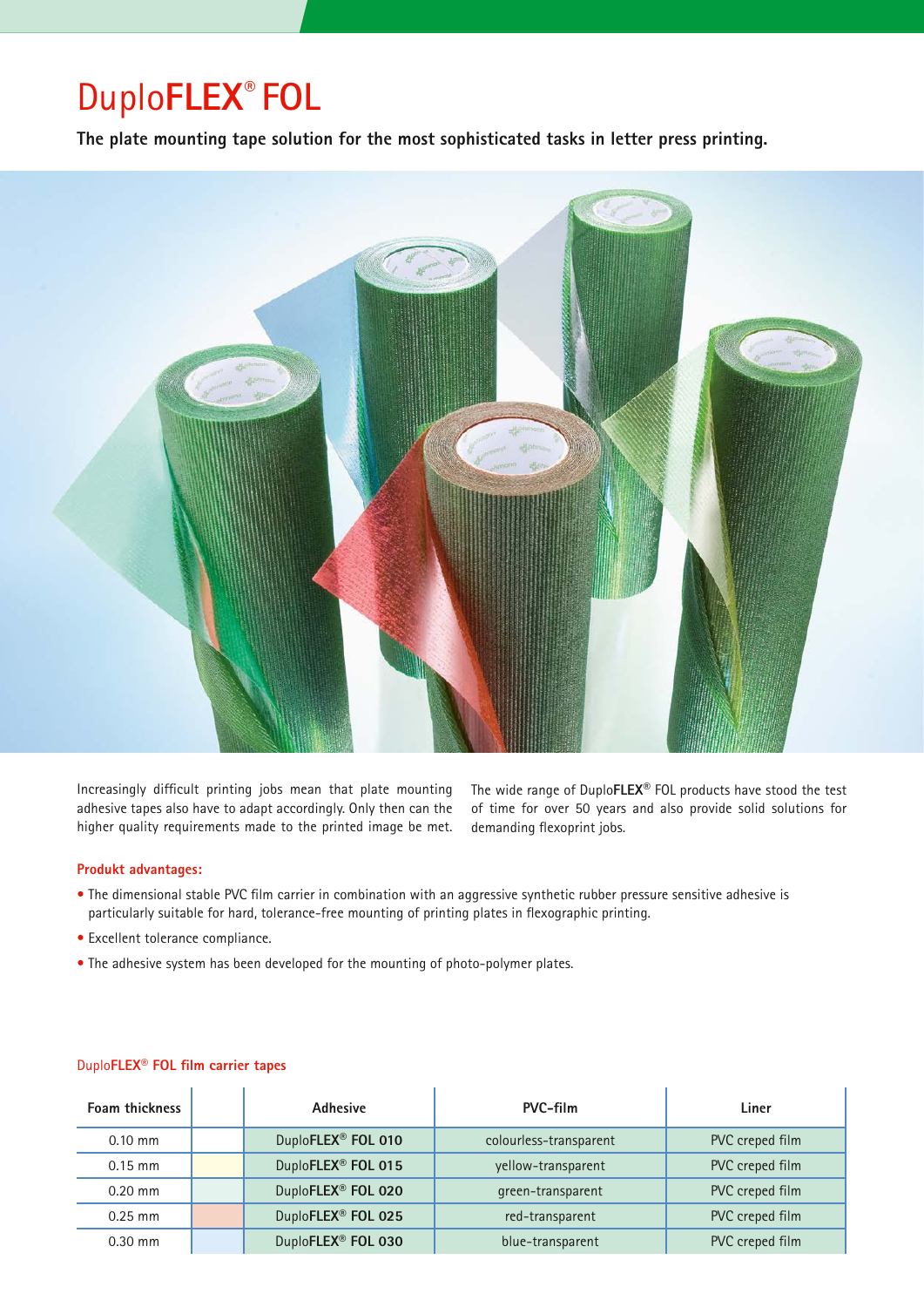# DuploFLEX® FOL

**The plate mounting tape solution for the most sophisticated tasks in letter press printing.**

Increasingly difficult printing jobs mean that plate mounting adhesive tapes also have to adapt accordingly. Only then can the higher quality requirements made to the printed image be met.

The wide range of Duplo**FLEX**® FOL products have stood the test of time for over 50 years and also provide solid solutions for demanding flexoprint jobs.

**Produkt advantages:**

- The dimensional stable PVC film carrier in combination with an aggressive synthetic rubber pressure sensitive adhesive is particularly suitable for hard, tolerance-free mounting of printing plates in flexographic printing.
- Excellent tolerance compliance.
- The adhesive system has been developed for the mounting of photo-polymer plates.

**DuploFLEX® FOL film carrier tapes**

| Foam thickness | | Adhesive | PVC-film | Liner |
|---|---|---|---|---|
| 0.10 mm | | DuploFLEX® FOL 010 | colourless-transparent | PVC creped film |
| 0.15 mm | | DuploFLEX® FOL 015 | yellow-transparent | PVC creped film |
| 0.20 mm | | DuploFLEX® FOL 020 | green-transparent | PVC creped film |
| 0.25 mm | | DuploFLEX® FOL 025 | red-transparent | PVC creped film |
| 0.30 mm | | DuploFLEX® FOL 030 | blue-transparent | PVC creped film |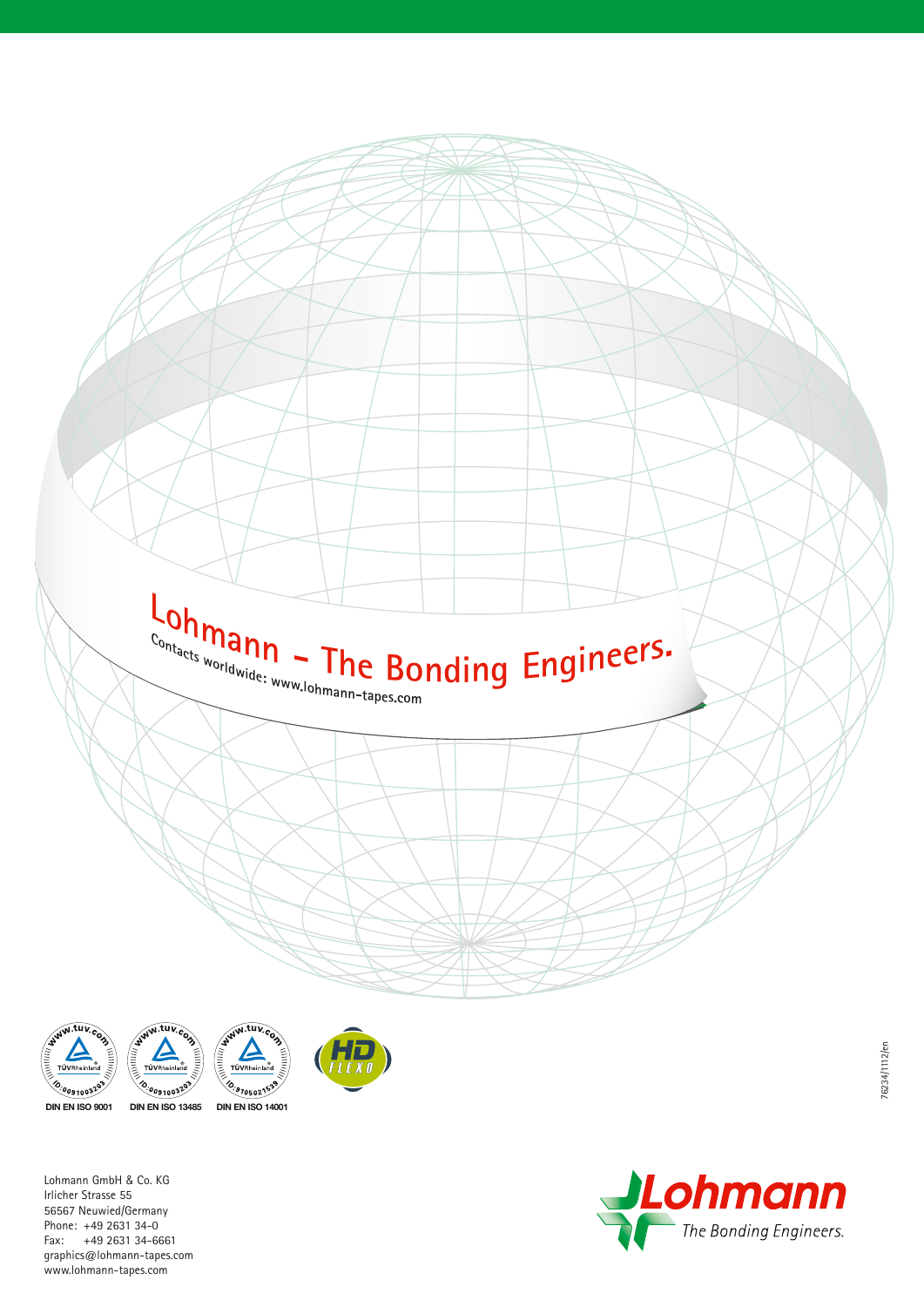Lohmann – The Bonding Engineers.

Contacts worldwide: www.lohmann-tapes.com

DIN EN ISO 9001 DIN EN ISO 13485 DIN EN ISO 14001

76234/1112/en

Lohmann GmbH & Co. KG
Irlicher Strasse 55
56567 Neuwied/Germany
Phone: +49 2631 34-0
Fax: +49 2631 34-6661
graphics@lohmann-tapes.com
www.lohmann-tapes.com

Lohmann
The Bonding Engineers.